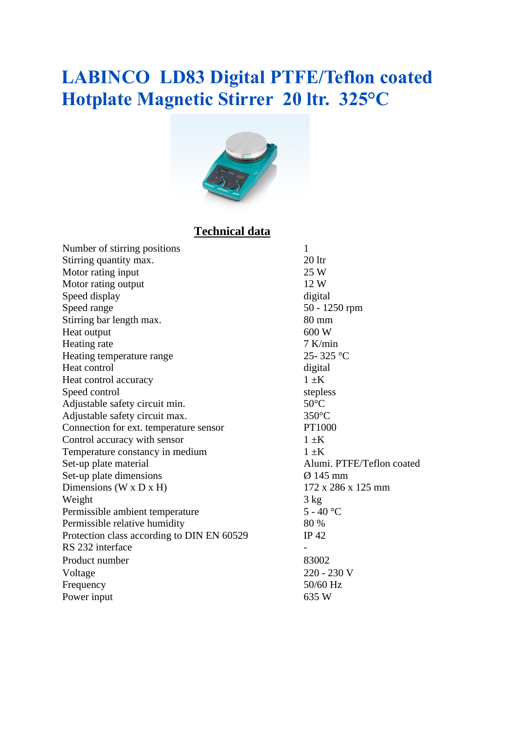# LABINCO  LD83 Digital PTFE/Teflon coated Hotplate Magnetic Stirrer  20 ltr.  325°C

## Technical data

| | |
|---|---|
| Number of stirring positions | 1 |
| Stirring quantity max. | 20 ltr |
| Motor rating input | 25 W |
| Motor rating output | 12 W |
| Speed display | digital |
| Speed range | 50 - 1250 rpm |
| Stirring bar length max. | 80 mm |
| Heat output | 600 W |
| Heating rate | 7 K/min |
| Heating temperature range | 25- 325 °C |
| Heat control | digital |
| Heat control accuracy | 1 ±K |
| Speed control | stepless |
| Adjustable safety circuit min. | 50°C |
| Adjustable safety circuit max. | 350°C |
| Connection for ext. temperature sensor | PT1000 |
| Control accuracy with sensor | 1 ±K |
| Temperature constancy in medium | 1 ±K |
| Set-up plate material | Alumi. PTFE/Teflon coated |
| Set-up plate dimensions | Ø 145 mm |
| Dimensions (W x D x H) | 172 x 286 x 125 mm |
| Weight | 3 kg |
| Permissible ambient temperature | 5 - 40 °C |
| Permissible relative humidity | 80 % |
| Protection class according to DIN EN 60529 | IP 42 |
| RS 232 interface | - |
| Product number | 83002 |
| Voltage | 220 - 230 V |
| Frequency | 50/60 Hz |
| Power input | 635 W |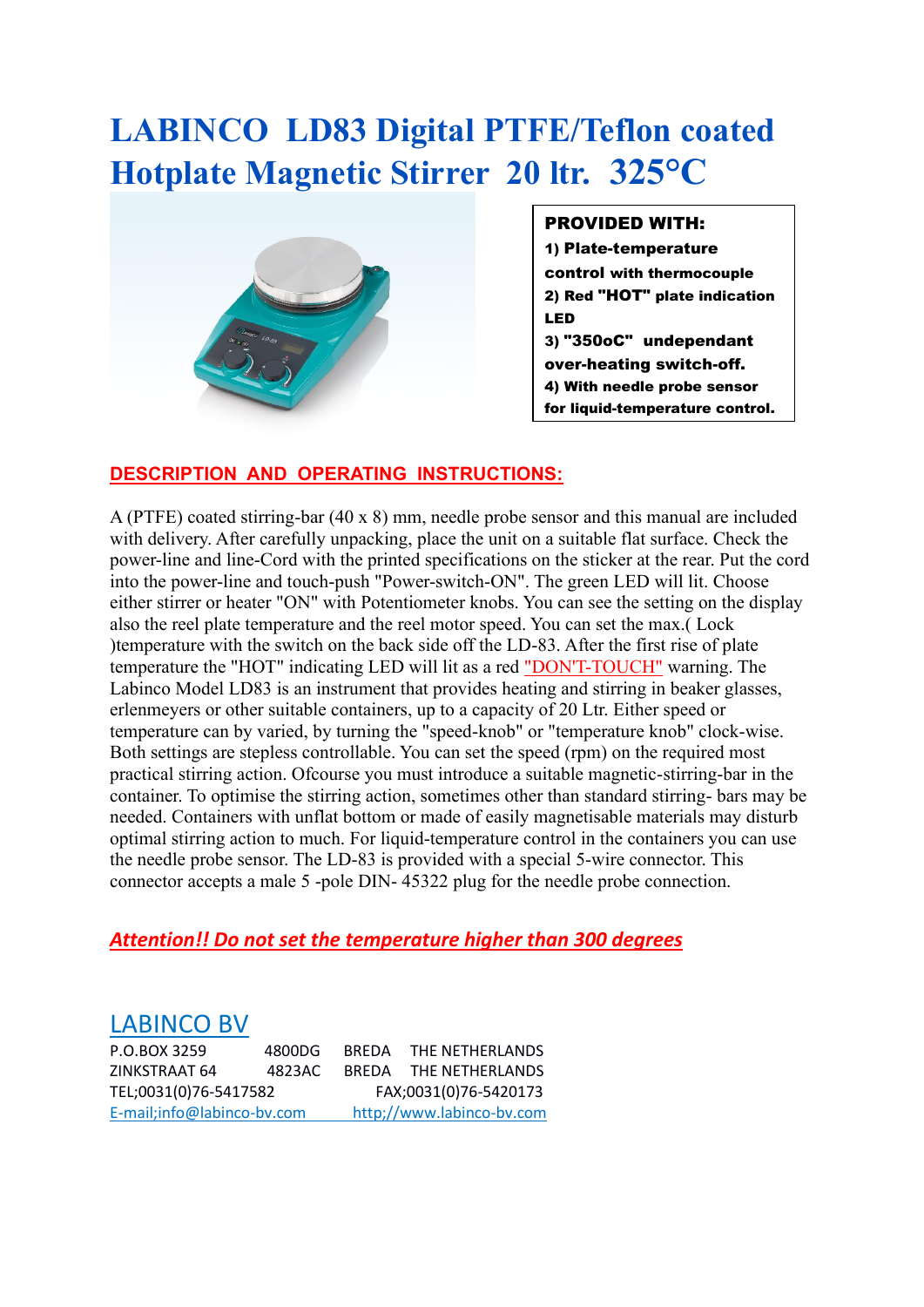# LABINCO LD83 Digital PTFE/Teflon coated Hotplate Magnetic Stirrer 20 ltr. 325°C

**PROVIDED WITH:**

**1) Plate-temperature control with thermocouple**

**2) Red "HOT" plate indication LED**

**3) "350oC" undependant over-heating switch-off.**

**4) With needle probe sensor for liquid-temperature control.**

## DESCRIPTION AND OPERATING INSTRUCTIONS:

A (PTFE) coated stirring-bar (40 x 8) mm, needle probe sensor and this manual are included with delivery. After carefully unpacking, place the unit on a suitable flat surface. Check the power-line and line-Cord with the printed specifications on the sticker at the rear. Put the cord into the power-line and touch-push "Power-switch-ON". The green LED will lit. Choose either stirrer or heater "ON" with Potentiometer knobs. You can see the setting on the display also the reel plate temperature and the reel motor speed. You can set the max.( Lock )temperature with the switch on the back side off the LD-83. After the first rise of plate temperature the "HOT" indicating LED will lit as a red "DON'T-TOUCH" warning. The Labinco Model LD83 is an instrument that provides heating and stirring in beaker glasses, erlenmeyers or other suitable containers, up to a capacity of 20 Ltr. Either speed or temperature can by varied, by turning the "speed-knob" or "temperature knob" clock-wise. Both settings are stepless controllable. You can set the speed (rpm) on the required most practical stirring action. Ofcourse you must introduce a suitable magnetic-stirring-bar in the container. To optimise the stirring action, sometimes other than standard stirring- bars may be needed. Containers with unflat bottom or made of easily magnetisable materials may disturb optimal stirring action to much. For liquid-temperature control in the containers you can use the needle probe sensor. The LD-83 is provided with a special 5-wire connector. This connector accepts a male 5 -pole DIN- 45322 plug for the needle probe connection.

***Attention!! Do not set the temperature higher than 300 degrees***

## LABINCO BV

P.O.BOX 3259 4800DG BREDA THE NETHERLANDS
ZINKSTRAAT 64 4823AC BREDA THE NETHERLANDS
TEL;0031(0)76-5417582 FAX;0031(0)76-5420173
E-mail;info@labinco-bv.com http;//www.labinco-bv.com